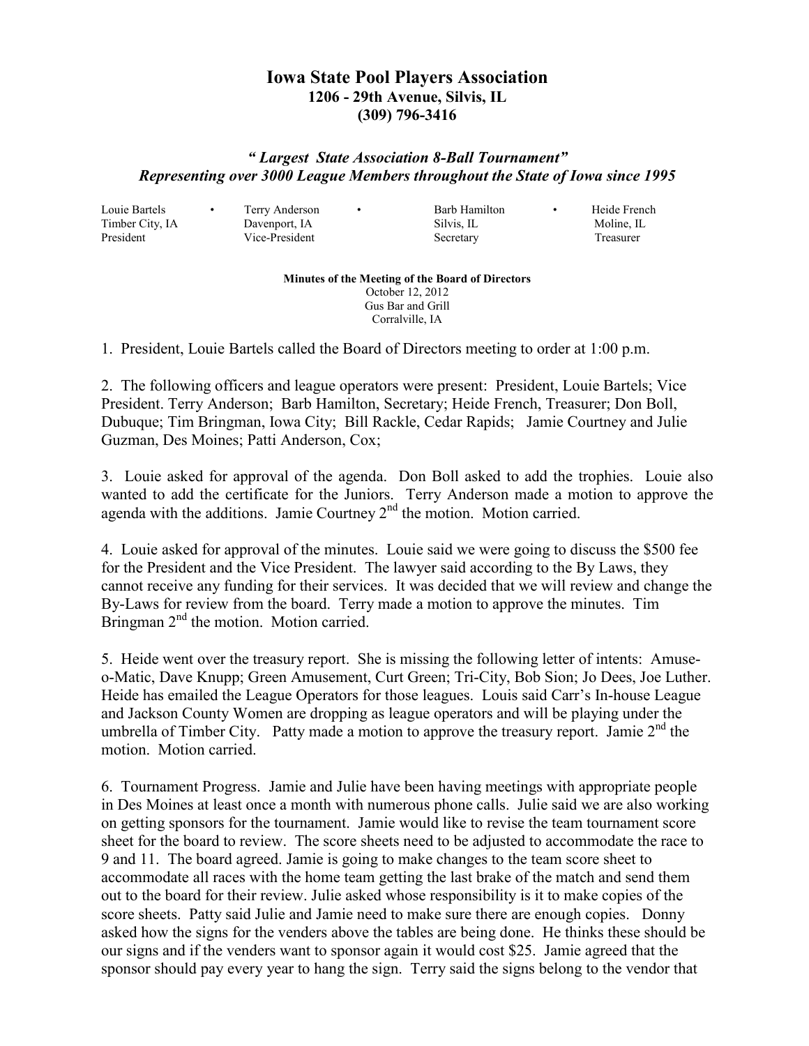# Iowa State Pool Players Association

**1206 - 29th Avenue, Silvis, IL**
**(309) 796-3416**

***" Largest State Association 8-Ball Tournament"***
***Representing over 3000 League Members throughout the State of Iowa since 1995***

| Louie Bartels | Terry Anderson | Barb Hamilton | Heide French |
|---|---|---|---|
| Timber City, IA | Davenport, IA | Silvis, IL | Moline, IL |
| President | Vice-President | Secretary | Treasurer |

**Minutes of the Meeting of the Board of Directors**
October 12, 2012
Gus Bar and Grill
Corralville, IA

1. President, Louie Bartels called the Board of Directors meeting to order at 1:00 p.m.

2. The following officers and league operators were present: President, Louie Bartels; Vice President. Terry Anderson; Barb Hamilton, Secretary; Heide French, Treasurer; Don Boll, Dubuque; Tim Bringman, Iowa City; Bill Rackle, Cedar Rapids; Jamie Courtney and Julie Guzman, Des Moines; Patti Anderson, Cox;

3. Louie asked for approval of the agenda. Don Boll asked to add the trophies. Louie also wanted to add the certificate for the Juniors. Terry Anderson made a motion to approve the agenda with the additions. Jamie Courtney 2nd the motion. Motion carried.

4. Louie asked for approval of the minutes. Louie said we were going to discuss the $500 fee for the President and the Vice President. The lawyer said according to the By Laws, they cannot receive any funding for their services. It was decided that we will review and change the By-Laws for review from the board. Terry made a motion to approve the minutes. Tim Bringman 2nd the motion. Motion carried.

5. Heide went over the treasury report. She is missing the following letter of intents: Amuse-o-Matic, Dave Knupp; Green Amusement, Curt Green; Tri-City, Bob Sion; Jo Dees, Joe Luther. Heide has emailed the League Operators for those leagues. Louis said Carr's In-house League and Jackson County Women are dropping as league operators and will be playing under the umbrella of Timber City. Patty made a motion to approve the treasury report. Jamie 2nd the motion. Motion carried.

6. Tournament Progress. Jamie and Julie have been having meetings with appropriate people in Des Moines at least once a month with numerous phone calls. Julie said we are also working on getting sponsors for the tournament. Jamie would like to revise the team tournament score sheet for the board to review. The score sheets need to be adjusted to accommodate the race to 9 and 11. The board agreed. Jamie is going to make changes to the team score sheet to accommodate all races with the home team getting the last brake of the match and send them out to the board for their review. Julie asked whose responsibility is it to make copies of the score sheets. Patty said Julie and Jamie need to make sure there are enough copies. Donny asked how the signs for the venders above the tables are being done. He thinks these should be our signs and if the venders want to sponsor again it would cost $25. Jamie agreed that the sponsor should pay every year to hang the sign. Terry said the signs belong to the vendor that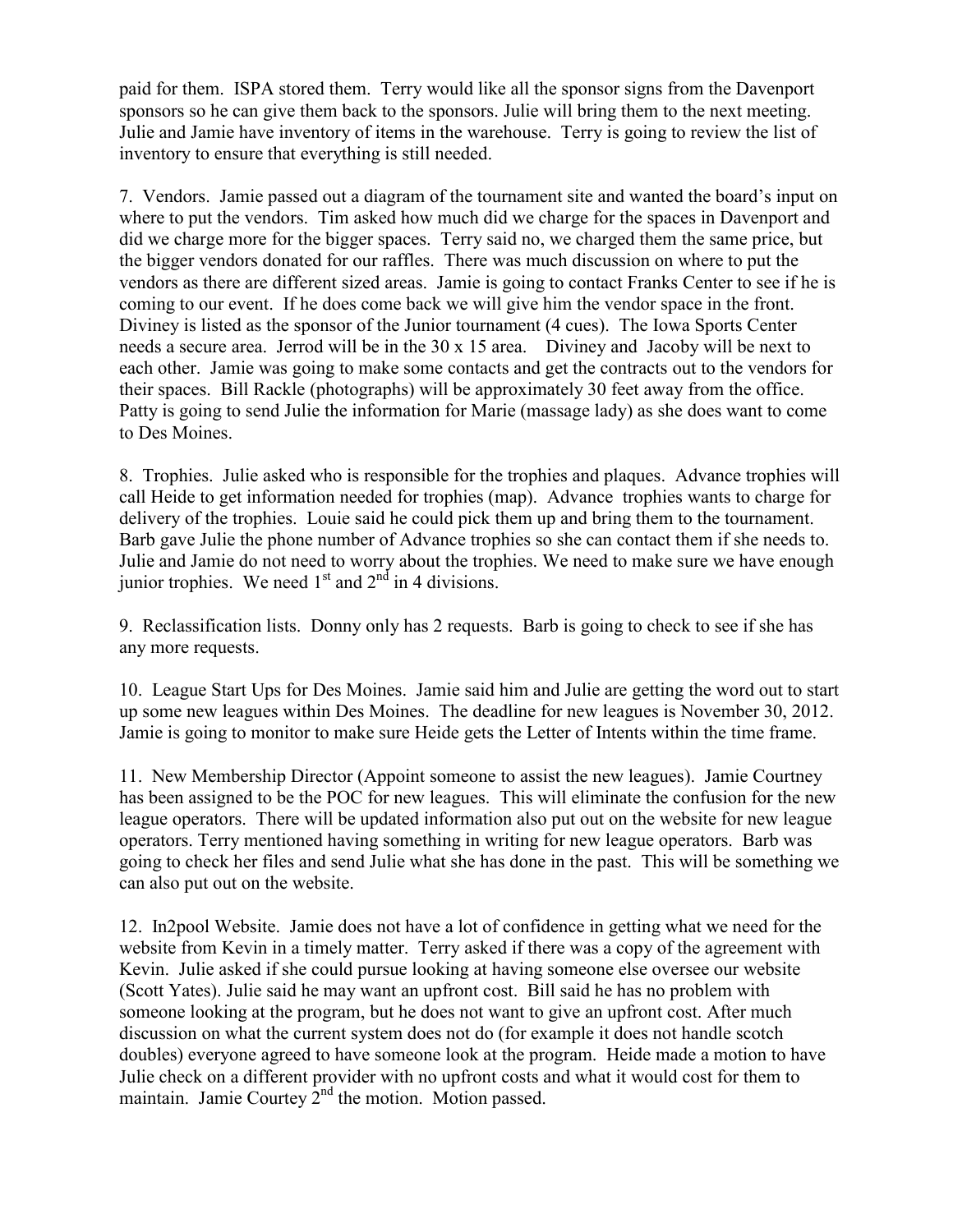paid for them. ISPA stored them. Terry would like all the sponsor signs from the Davenport sponsors so he can give them back to the sponsors. Julie will bring them to the next meeting. Julie and Jamie have inventory of items in the warehouse. Terry is going to review the list of inventory to ensure that everything is still needed.

7. Vendors. Jamie passed out a diagram of the tournament site and wanted the board's input on where to put the vendors. Tim asked how much did we charge for the spaces in Davenport and did we charge more for the bigger spaces. Terry said no, we charged them the same price, but the bigger vendors donated for our raffles. There was much discussion on where to put the vendors as there are different sized areas. Jamie is going to contact Franks Center to see if he is coming to our event. If he does come back we will give him the vendor space in the front. Diviney is listed as the sponsor of the Junior tournament (4 cues). The Iowa Sports Center needs a secure area. Jerrod will be in the 30 x 15 area. Diviney and Jacoby will be next to each other. Jamie was going to make some contacts and get the contracts out to the vendors for their spaces. Bill Rackle (photographs) will be approximately 30 feet away from the office. Patty is going to send Julie the information for Marie (massage lady) as she does want to come to Des Moines.

8. Trophies. Julie asked who is responsible for the trophies and plaques. Advance trophies will call Heide to get information needed for trophies (map). Advance trophies wants to charge for delivery of the trophies. Louie said he could pick them up and bring them to the tournament. Barb gave Julie the phone number of Advance trophies so she can contact them if she needs to. Julie and Jamie do not need to worry about the trophies. We need to make sure we have enough junior trophies. We need 1st and 2nd in 4 divisions.

9. Reclassification lists. Donny only has 2 requests. Barb is going to check to see if she has any more requests.

10. League Start Ups for Des Moines. Jamie said him and Julie are getting the word out to start up some new leagues within Des Moines. The deadline for new leagues is November 30, 2012. Jamie is going to monitor to make sure Heide gets the Letter of Intents within the time frame.

11. New Membership Director (Appoint someone to assist the new leagues). Jamie Courtney has been assigned to be the POC for new leagues. This will eliminate the confusion for the new league operators. There will be updated information also put out on the website for new league operators. Terry mentioned having something in writing for new league operators. Barb was going to check her files and send Julie what she has done in the past. This will be something we can also put out on the website.

12. In2pool Website. Jamie does not have a lot of confidence in getting what we need for the website from Kevin in a timely matter. Terry asked if there was a copy of the agreement with Kevin. Julie asked if she could pursue looking at having someone else oversee our website (Scott Yates). Julie said he may want an upfront cost. Bill said he has no problem with someone looking at the program, but he does not want to give an upfront cost. After much discussion on what the current system does not do (for example it does not handle scotch doubles) everyone agreed to have someone look at the program. Heide made a motion to have Julie check on a different provider with no upfront costs and what it would cost for them to maintain. Jamie Courtey 2nd the motion. Motion passed.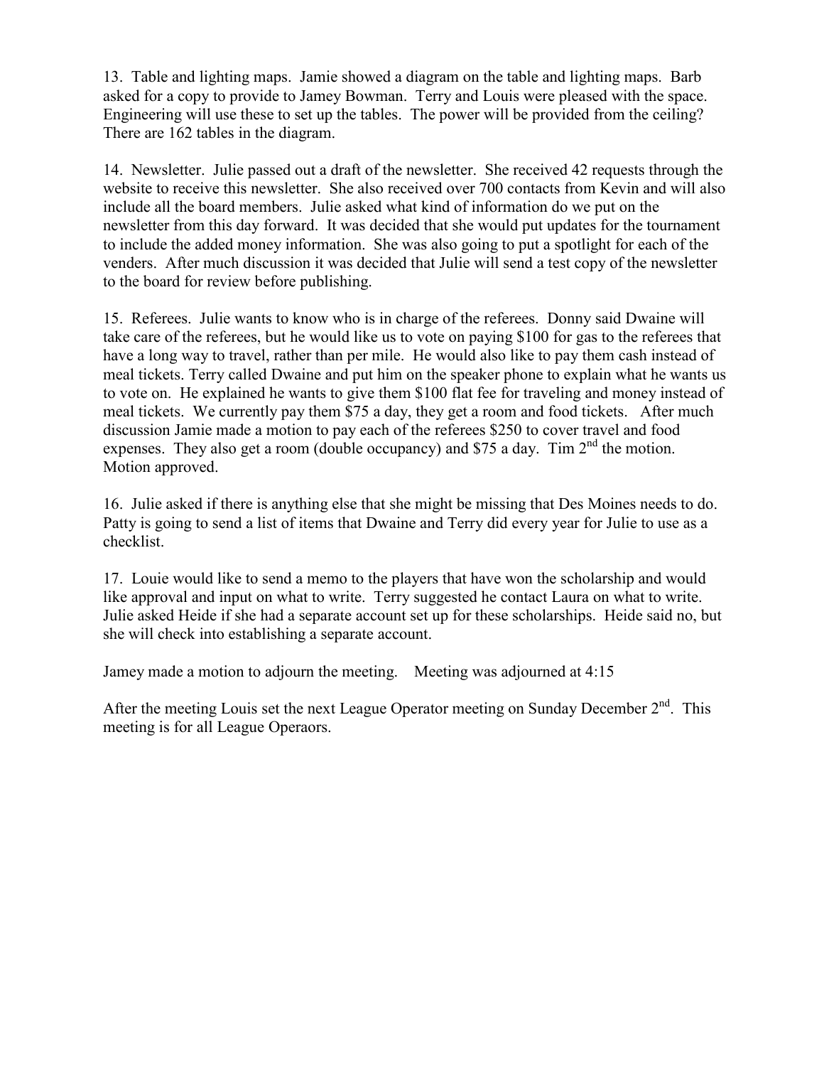13. Table and lighting maps. Jamie showed a diagram on the table and lighting maps. Barb asked for a copy to provide to Jamey Bowman. Terry and Louis were pleased with the space. Engineering will use these to set up the tables. The power will be provided from the ceiling? There are 162 tables in the diagram.

14. Newsletter. Julie passed out a draft of the newsletter. She received 42 requests through the website to receive this newsletter. She also received over 700 contacts from Kevin and will also include all the board members. Julie asked what kind of information do we put on the newsletter from this day forward. It was decided that she would put updates for the tournament to include the added money information. She was also going to put a spotlight for each of the venders. After much discussion it was decided that Julie will send a test copy of the newsletter to the board for review before publishing.

15. Referees. Julie wants to know who is in charge of the referees. Donny said Dwaine will take care of the referees, but he would like us to vote on paying $100 for gas to the referees that have a long way to travel, rather than per mile. He would also like to pay them cash instead of meal tickets. Terry called Dwaine and put him on the speaker phone to explain what he wants us to vote on. He explained he wants to give them $100 flat fee for traveling and money instead of meal tickets. We currently pay them $75 a day, they get a room and food tickets. After much discussion Jamie made a motion to pay each of the referees $250 to cover travel and food expenses. They also get a room (double occupancy) and $75 a day. Tim 2nd the motion. Motion approved.

16. Julie asked if there is anything else that she might be missing that Des Moines needs to do. Patty is going to send a list of items that Dwaine and Terry did every year for Julie to use as a checklist.

17. Louie would like to send a memo to the players that have won the scholarship and would like approval and input on what to write. Terry suggested he contact Laura on what to write. Julie asked Heide if she had a separate account set up for these scholarships. Heide said no, but she will check into establishing a separate account.

Jamey made a motion to adjourn the meeting. Meeting was adjourned at 4:15

After the meeting Louis set the next League Operator meeting on Sunday December 2nd. This meeting is for all League Operaors.